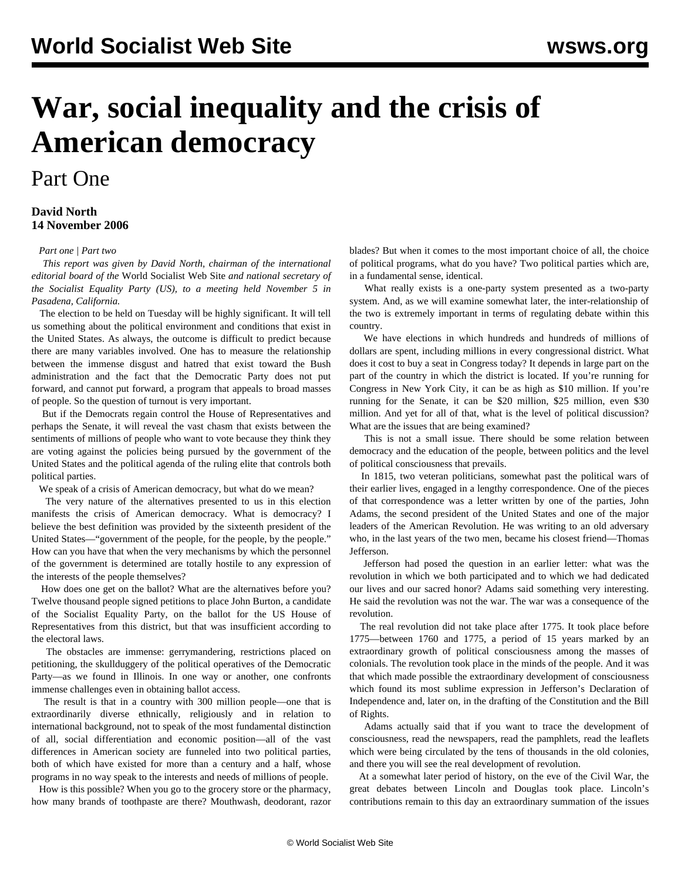# War, social inequality and the crisis of American democracy

## Part One

**David North**
**14 November 2006**

*Part one | Part two*

*This report was given by David North, chairman of the international editorial board of the* World Socialist Web Site *and national secretary of the Socialist Equality Party (US), to a meeting held November 5 in Pasadena, California.*

The election to be held on Tuesday will be highly significant. It will tell us something about the political environment and conditions that exist in the United States. As always, the outcome is difficult to predict because there are many variables involved. One has to measure the relationship between the immense disgust and hatred that exist toward the Bush administration and the fact that the Democratic Party does not put forward, and cannot put forward, a program that appeals to broad masses of people. So the question of turnout is very important.

But if the Democrats regain control the House of Representatives and perhaps the Senate, it will reveal the vast chasm that exists between the sentiments of millions of people who want to vote because they think they are voting against the policies being pursued by the government of the United States and the political agenda of the ruling elite that controls both political parties.

We speak of a crisis of American democracy, but what do we mean?

The very nature of the alternatives presented to us in this election manifests the crisis of American democracy. What is democracy? I believe the best definition was provided by the sixteenth president of the United States—"government of the people, for the people, by the people." How can you have that when the very mechanisms by which the personnel of the government is determined are totally hostile to any expression of the interests of the people themselves?

How does one get on the ballot? What are the alternatives before you? Twelve thousand people signed petitions to place John Burton, a candidate of the Socialist Equality Party, on the ballot for the US House of Representatives from this district, but that was insufficient according to the electoral laws.

The obstacles are immense: gerrymandering, restrictions placed on petitioning, the skullduggery of the political operatives of the Democratic Party—as we found in Illinois. In one way or another, one confronts immense challenges even in obtaining ballot access.

The result is that in a country with 300 million people—one that is extraordinarily diverse ethnically, religiously and in relation to international background, not to speak of the most fundamental distinction of all, social differentiation and economic position—all of the vast differences in American society are funneled into two political parties, both of which have existed for more than a century and a half, whose programs in no way speak to the interests and needs of millions of people.

How is this possible? When you go to the grocery store or the pharmacy, how many brands of toothpaste are there? Mouthwash, deodorant, razor blades? But when it comes to the most important choice of all, the choice of political programs, what do you have? Two political parties which are, in a fundamental sense, identical.

What really exists is a one-party system presented as a two-party system. And, as we will examine somewhat later, the inter-relationship of the two is extremely important in terms of regulating debate within this country.

We have elections in which hundreds and hundreds of millions of dollars are spent, including millions in every congressional district. What does it cost to buy a seat in Congress today? It depends in large part on the part of the country in which the district is located. If you're running for Congress in New York City, it can be as high as $10 million. If you're running for the Senate, it can be $20 million, $25 million, even $30 million. And yet for all of that, what is the level of political discussion? What are the issues that are being examined?

This is not a small issue. There should be some relation between democracy and the education of the people, between politics and the level of political consciousness that prevails.

In 1815, two veteran politicians, somewhat past the political wars of their earlier lives, engaged in a lengthy correspondence. One of the pieces of that correspondence was a letter written by one of the parties, John Adams, the second president of the United States and one of the major leaders of the American Revolution. He was writing to an old adversary who, in the last years of the two men, became his closest friend—Thomas Jefferson.

Jefferson had posed the question in an earlier letter: what was the revolution in which we both participated and to which we had dedicated our lives and our sacred honor? Adams said something very interesting. He said the revolution was not the war. The war was a consequence of the revolution.

The real revolution did not take place after 1775. It took place before 1775—between 1760 and 1775, a period of 15 years marked by an extraordinary growth of political consciousness among the masses of colonials. The revolution took place in the minds of the people. And it was that which made possible the extraordinary development of consciousness which found its most sublime expression in Jefferson's Declaration of Independence and, later on, in the drafting of the Constitution and the Bill of Rights.

Adams actually said that if you want to trace the development of consciousness, read the newspapers, read the pamphlets, read the leaflets which were being circulated by the tens of thousands in the old colonies, and there you will see the real development of revolution.

At a somewhat later period of history, on the eve of the Civil War, the great debates between Lincoln and Douglas took place. Lincoln's contributions remain to this day an extraordinary summation of the issues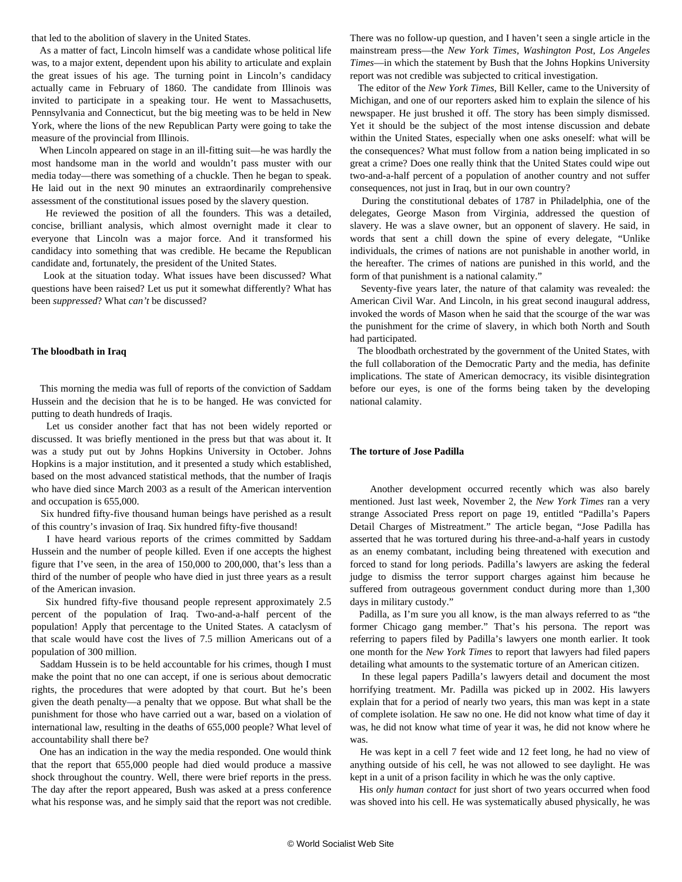that led to the abolition of slavery in the United States.

As a matter of fact, Lincoln himself was a candidate whose political life was, to a major extent, dependent upon his ability to articulate and explain the great issues of his age. The turning point in Lincoln's candidacy actually came in February of 1860. The candidate from Illinois was invited to participate in a speaking tour. He went to Massachusetts, Pennsylvania and Connecticut, but the big meeting was to be held in New York, where the lions of the new Republican Party were going to take the measure of the provincial from Illinois.

When Lincoln appeared on stage in an ill-fitting suit—he was hardly the most handsome man in the world and wouldn't pass muster with our media today—there was something of a chuckle. Then he began to speak. He laid out in the next 90 minutes an extraordinarily comprehensive assessment of the constitutional issues posed by the slavery question.

He reviewed the position of all the founders. This was a detailed, concise, brilliant analysis, which almost overnight made it clear to everyone that Lincoln was a major force. And it transformed his candidacy into something that was credible. He became the Republican candidate and, fortunately, the president of the United States.

Look at the situation today. What issues have been discussed? What questions have been raised? Let us put it somewhat differently? What has been *suppressed*? What *can't* be discussed?

**The bloodbath in Iraq**

This morning the media was full of reports of the conviction of Saddam Hussein and the decision that he is to be hanged. He was convicted for putting to death hundreds of Iraqis.

Let us consider another fact that has not been widely reported or discussed. It was briefly mentioned in the press but that was about it. It was a study put out by Johns Hopkins University in October. Johns Hopkins is a major institution, and it presented a study which established, based on the most advanced statistical methods, that the number of Iraqis who have died since March 2003 as a result of the American intervention and occupation is 655,000.

Six hundred fifty-five thousand human beings have perished as a result of this country's invasion of Iraq. Six hundred fifty-five thousand!

I have heard various reports of the crimes committed by Saddam Hussein and the number of people killed. Even if one accepts the highest figure that I've seen, in the area of 150,000 to 200,000, that's less than a third of the number of people who have died in just three years as a result of the American invasion.

Six hundred fifty-five thousand people represent approximately 2.5 percent of the population of Iraq. Two-and-a-half percent of the population! Apply that percentage to the United States. A cataclysm of that scale would have cost the lives of 7.5 million Americans out of a population of 300 million.

Saddam Hussein is to be held accountable for his crimes, though I must make the point that no one can accept, if one is serious about democratic rights, the procedures that were adopted by that court. But he's been given the death penalty—a penalty that we oppose. But what shall be the punishment for those who have carried out a war, based on a violation of international law, resulting in the deaths of 655,000 people? What level of accountability shall there be?

One has an indication in the way the media responded. One would think that the report that 655,000 people had died would produce a massive shock throughout the country. Well, there were brief reports in the press. The day after the report appeared, Bush was asked at a press conference what his response was, and he simply said that the report was not credible. There was no follow-up question, and I haven't seen a single article in the mainstream press—the *New York Times*, *Washington Post*, *Los Angeles Times*—in which the statement by Bush that the Johns Hopkins University report was not credible was subjected to critical investigation.

The editor of the *New York Times*, Bill Keller, came to the University of Michigan, and one of our reporters asked him to explain the silence of his newspaper. He just brushed it off. The story has been simply dismissed. Yet it should be the subject of the most intense discussion and debate within the United States, especially when one asks oneself: what will be the consequences? What must follow from a nation being implicated in so great a crime? Does one really think that the United States could wipe out two-and-a-half percent of a population of another country and not suffer consequences, not just in Iraq, but in our own country?

During the constitutional debates of 1787 in Philadelphia, one of the delegates, George Mason from Virginia, addressed the question of slavery. He was a slave owner, but an opponent of slavery. He said, in words that sent a chill down the spine of every delegate, "Unlike individuals, the crimes of nations are not punishable in another world, in the hereafter. The crimes of nations are punished in this world, and the form of that punishment is a national calamity."

Seventy-five years later, the nature of that calamity was revealed: the American Civil War. And Lincoln, in his great second inaugural address, invoked the words of Mason when he said that the scourge of the war was the punishment for the crime of slavery, in which both North and South had participated.

The bloodbath orchestrated by the government of the United States, with the full collaboration of the Democratic Party and the media, has definite implications. The state of American democracy, its visible disintegration before our eyes, is one of the forms being taken by the developing national calamity.

**The torture of Jose Padilla**

Another development occurred recently which was also barely mentioned. Just last week, November 2, the *New York Times* ran a very strange Associated Press report on page 19, entitled "Padilla's Papers Detail Charges of Mistreatment." The article began, "Jose Padilla has asserted that he was tortured during his three-and-a-half years in custody as an enemy combatant, including being threatened with execution and forced to stand for long periods. Padilla's lawyers are asking the federal judge to dismiss the terror support charges against him because he suffered from outrageous government conduct during more than 1,300 days in military custody."

Padilla, as I'm sure you all know, is the man always referred to as "the former Chicago gang member." That's his persona. The report was referring to papers filed by Padilla's lawyers one month earlier. It took one month for the *New York Times* to report that lawyers had filed papers detailing what amounts to the systematic torture of an American citizen.

In these legal papers Padilla's lawyers detail and document the most horrifying treatment. Mr. Padilla was picked up in 2002. His lawyers explain that for a period of nearly two years, this man was kept in a state of complete isolation. He saw no one. He did not know what time of day it was, he did not know what time of year it was, he did not know where he was.

He was kept in a cell 7 feet wide and 12 feet long, he had no view of anything outside of his cell, he was not allowed to see daylight. He was kept in a unit of a prison facility in which he was the only captive.

His *only human contact* for just short of two years occurred when food was shoved into his cell. He was systematically abused physically, he was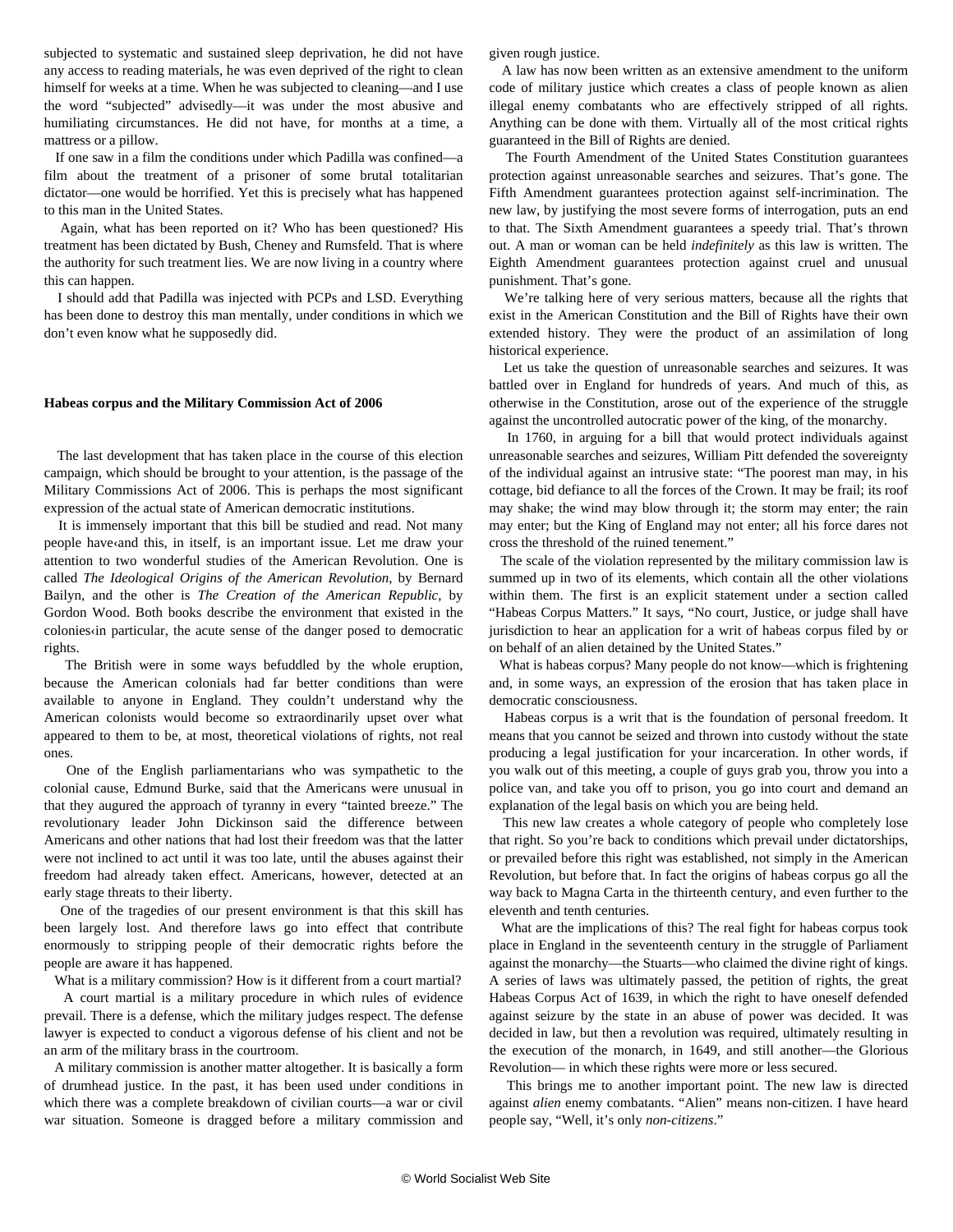subjected to systematic and sustained sleep deprivation, he did not have any access to reading materials, he was even deprived of the right to clean himself for weeks at a time. When he was subjected to cleaning—and I use the word "subjected" advisedly—it was under the most abusive and humiliating circumstances. He did not have, for months at a time, a mattress or a pillow.

If one saw in a film the conditions under which Padilla was confined—a film about the treatment of a prisoner of some brutal totalitarian dictator—one would be horrified. Yet this is precisely what has happened to this man in the United States.

Again, what has been reported on it? Who has been questioned? His treatment has been dictated by Bush, Cheney and Rumsfeld. That is where the authority for such treatment lies. We are now living in a country where this can happen.

I should add that Padilla was injected with PCPs and LSD. Everything has been done to destroy this man mentally, under conditions in which we don't even know what he supposedly did.

**Habeas corpus and the Military Commission Act of 2006**

The last development that has taken place in the course of this election campaign, which should be brought to your attention, is the passage of the Military Commissions Act of 2006. This is perhaps the most significant expression of the actual state of American democratic institutions.

It is immensely important that this bill be studied and read. Not many people have‹and this, in itself, is an important issue. Let me draw your attention to two wonderful studies of the American Revolution. One is called *The Ideological Origins of the American Revolution*, by Bernard Bailyn, and the other is *The Creation of the American Republic*, by Gordon Wood. Both books describe the environment that existed in the colonies‹in particular, the acute sense of the danger posed to democratic rights.

The British were in some ways befuddled by the whole eruption, because the American colonials had far better conditions than were available to anyone in England. They couldn't understand why the American colonists would become so extraordinarily upset over what appeared to them to be, at most, theoretical violations of rights, not real ones.

One of the English parliamentarians who was sympathetic to the colonial cause, Edmund Burke, said that the Americans were unusual in that they augured the approach of tyranny in every "tainted breeze." The revolutionary leader John Dickinson said the difference between Americans and other nations that had lost their freedom was that the latter were not inclined to act until it was too late, until the abuses against their freedom had already taken effect. Americans, however, detected at an early stage threats to their liberty.

One of the tragedies of our present environment is that this skill has been largely lost. And therefore laws go into effect that contribute enormously to stripping people of their democratic rights before the people are aware it has happened.

What is a military commission? How is it different from a court martial?

A court martial is a military procedure in which rules of evidence prevail. There is a defense, which the military judges respect. The defense lawyer is expected to conduct a vigorous defense of his client and not be an arm of the military brass in the courtroom.

A military commission is another matter altogether. It is basically a form of drumhead justice. In the past, it has been used under conditions in which there was a complete breakdown of civilian courts—a war or civil war situation. Someone is dragged before a military commission and given rough justice.

A law has now been written as an extensive amendment to the uniform code of military justice which creates a class of people known as alien illegal enemy combatants who are effectively stripped of all rights. Anything can be done with them. Virtually all of the most critical rights guaranteed in the Bill of Rights are denied.

The Fourth Amendment of the United States Constitution guarantees protection against unreasonable searches and seizures. That's gone. The Fifth Amendment guarantees protection against self-incrimination. The new law, by justifying the most severe forms of interrogation, puts an end to that. The Sixth Amendment guarantees a speedy trial. That's thrown out. A man or woman can be held *indefinitely* as this law is written. The Eighth Amendment guarantees protection against cruel and unusual punishment. That's gone.

We're talking here of very serious matters, because all the rights that exist in the American Constitution and the Bill of Rights have their own extended history. They were the product of an assimilation of long historical experience.

Let us take the question of unreasonable searches and seizures. It was battled over in England for hundreds of years. And much of this, as otherwise in the Constitution, arose out of the experience of the struggle against the uncontrolled autocratic power of the king, of the monarchy.

In 1760, in arguing for a bill that would protect individuals against unreasonable searches and seizures, William Pitt defended the sovereignty of the individual against an intrusive state: "The poorest man may, in his cottage, bid defiance to all the forces of the Crown. It may be frail; its roof may shake; the wind may blow through it; the storm may enter; the rain may enter; but the King of England may not enter; all his force dares not cross the threshold of the ruined tenement."

The scale of the violation represented by the military commission law is summed up in two of its elements, which contain all the other violations within them. The first is an explicit statement under a section called "Habeas Corpus Matters." It says, "No court, Justice, or judge shall have jurisdiction to hear an application for a writ of habeas corpus filed by or on behalf of an alien detained by the United States."

What is habeas corpus? Many people do not know—which is frightening and, in some ways, an expression of the erosion that has taken place in democratic consciousness.

Habeas corpus is a writ that is the foundation of personal freedom. It means that you cannot be seized and thrown into custody without the state producing a legal justification for your incarceration. In other words, if you walk out of this meeting, a couple of guys grab you, throw you into a police van, and take you off to prison, you go into court and demand an explanation of the legal basis on which you are being held.

This new law creates a whole category of people who completely lose that right. So you're back to conditions which prevail under dictatorships, or prevailed before this right was established, not simply in the American Revolution, but before that. In fact the origins of habeas corpus go all the way back to Magna Carta in the thirteenth century, and even further to the eleventh and tenth centuries.

What are the implications of this? The real fight for habeas corpus took place in England in the seventeenth century in the struggle of Parliament against the monarchy—the Stuarts—who claimed the divine right of kings. A series of laws was ultimately passed, the petition of rights, the great Habeas Corpus Act of 1639, in which the right to have oneself defended against seizure by the state in an abuse of power was decided. It was decided in law, but then a revolution was required, ultimately resulting in the execution of the monarch, in 1649, and still another—the Glorious Revolution— in which these rights were more or less secured.

This brings me to another important point. The new law is directed against *alien* enemy combatants. "Alien" means non-citizen. I have heard people say, "Well, it's only *non-citizens*."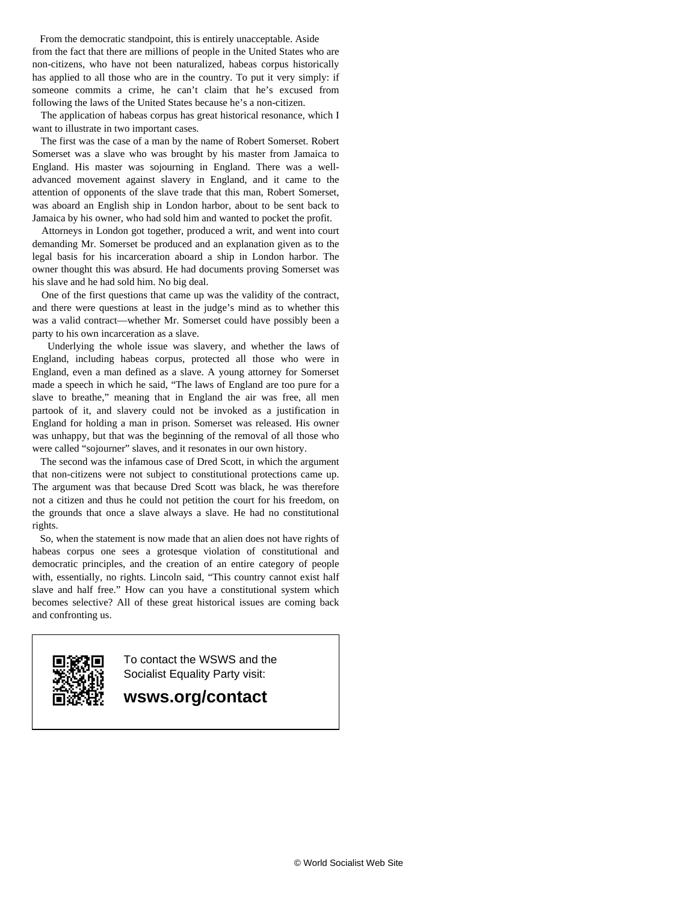From the democratic standpoint, this is entirely unacceptable. Aside from the fact that there are millions of people in the United States who are non-citizens, who have not been naturalized, habeas corpus historically has applied to all those who are in the country. To put it very simply: if someone commits a crime, he can't claim that he's excused from following the laws of the United States because he's a non-citizen.

The application of habeas corpus has great historical resonance, which I want to illustrate in two important cases.

The first was the case of a man by the name of Robert Somerset. Robert Somerset was a slave who was brought by his master from Jamaica to England. His master was sojourning in England. There was a well-advanced movement against slavery in England, and it came to the attention of opponents of the slave trade that this man, Robert Somerset, was aboard an English ship in London harbor, about to be sent back to Jamaica by his owner, who had sold him and wanted to pocket the profit.

Attorneys in London got together, produced a writ, and went into court demanding Mr. Somerset be produced and an explanation given as to the legal basis for his incarceration aboard a ship in London harbor. The owner thought this was absurd. He had documents proving Somerset was his slave and he had sold him. No big deal.

One of the first questions that came up was the validity of the contract, and there were questions at least in the judge's mind as to whether this was a valid contract—whether Mr. Somerset could have possibly been a party to his own incarceration as a slave.

Underlying the whole issue was slavery, and whether the laws of England, including habeas corpus, protected all those who were in England, even a man defined as a slave. A young attorney for Somerset made a speech in which he said, "The laws of England are too pure for a slave to breathe," meaning that in England the air was free, all men partook of it, and slavery could not be invoked as a justification in England for holding a man in prison. Somerset was released. His owner was unhappy, but that was the beginning of the removal of all those who were called "sojourner" slaves, and it resonates in our own history.

The second was the infamous case of Dred Scott, in which the argument that non-citizens were not subject to constitutional protections came up. The argument was that because Dred Scott was black, he was therefore not a citizen and thus he could not petition the court for his freedom, on the grounds that once a slave always a slave. He had no constitutional rights.

So, when the statement is now made that an alien does not have rights of habeas corpus one sees a grotesque violation of constitutional and democratic principles, and the creation of an entire category of people with, essentially, no rights. Lincoln said, "This country cannot exist half slave and half free." How can you have a constitutional system which becomes selective? All of these great historical issues are coming back and confronting us.

To contact the WSWS and the Socialist Equality Party visit:

**wsws.org/contact**